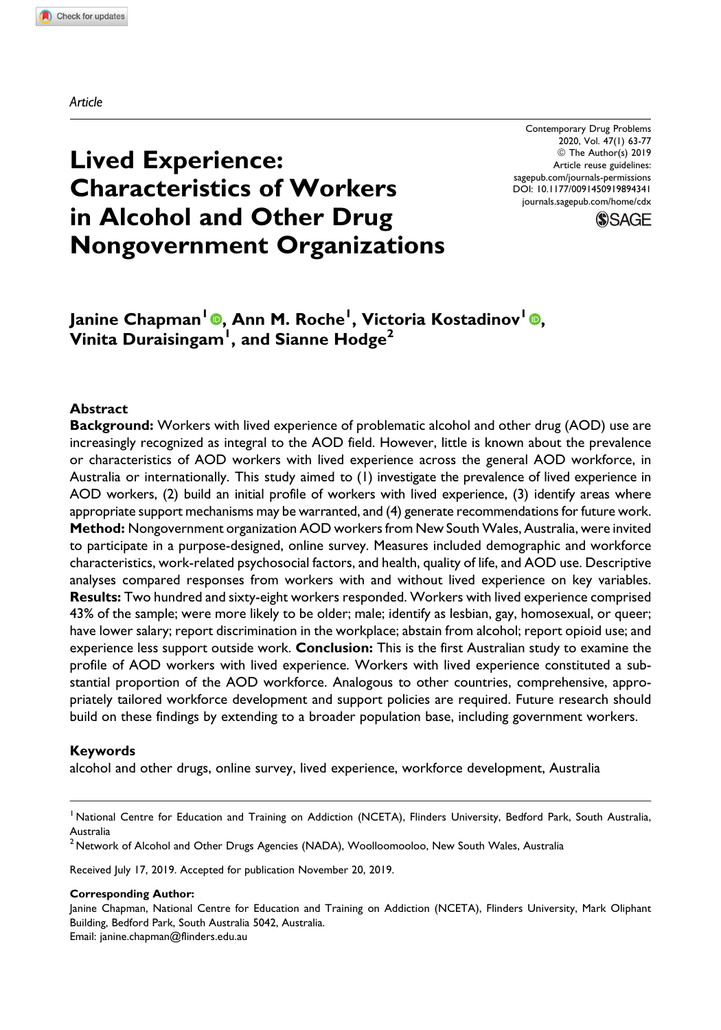*Article*

# Lived Experience: Characteristics of Workers in Alcohol and Other Drug Nongovernment Organizations

Contemporary Drug Problems
2020, Vol. 47(1) 63-77
© The Author(s) 2019
Article reuse guidelines:
sagepub.com/journals-permissions
DOI: 10.1177/0091450919894341
journals.sagepub.com/home/cdx

**Janine Chapman[1], Ann M. Roche[1], Victoria Kostadinov[1], Vinita Duraisingam[1], and Sianne Hodge[2]**

## Abstract

**Background:** Workers with lived experience of problematic alcohol and other drug (AOD) use are increasingly recognized as integral to the AOD field. However, little is known about the prevalence or characteristics of AOD workers with lived experience across the general AOD workforce, in Australia or internationally. This study aimed to (1) investigate the prevalence of lived experience in AOD workers, (2) build an initial profile of workers with lived experience, (3) identify areas where appropriate support mechanisms may be warranted, and (4) generate recommendations for future work. **Method:** Nongovernment organization AOD workers from New South Wales, Australia, were invited to participate in a purpose-designed, online survey. Measures included demographic and workforce characteristics, work-related psychosocial factors, and health, quality of life, and AOD use. Descriptive analyses compared responses from workers with and without lived experience on key variables. **Results:** Two hundred and sixty-eight workers responded. Workers with lived experience comprised 43% of the sample; were more likely to be older; male; identify as lesbian, gay, homosexual, or queer; have lower salary; report discrimination in the workplace; abstain from alcohol; report opioid use; and experience less support outside work. **Conclusion:** This is the first Australian study to examine the profile of AOD workers with lived experience. Workers with lived experience constituted a substantial proportion of the AOD workforce. Analogous to other countries, comprehensive, appropriately tailored workforce development and support policies are required. Future research should build on these findings by extending to a broader population base, including government workers.

### Keywords

alcohol and other drugs, online survey, lived experience, workforce development, Australia

---

[1] National Centre for Education and Training on Addiction (NCETA), Flinders University, Bedford Park, South Australia, Australia

[2] Network of Alcohol and Other Drugs Agencies (NADA), Woolloomooloo, New South Wales, Australia

Received July 17, 2019. Accepted for publication November 20, 2019.

**Corresponding Author:**
Janine Chapman, National Centre for Education and Training on Addiction (NCETA), Flinders University, Mark Oliphant Building, Bedford Park, South Australia 5042, Australia.
Email: janine.chapman@flinders.edu.au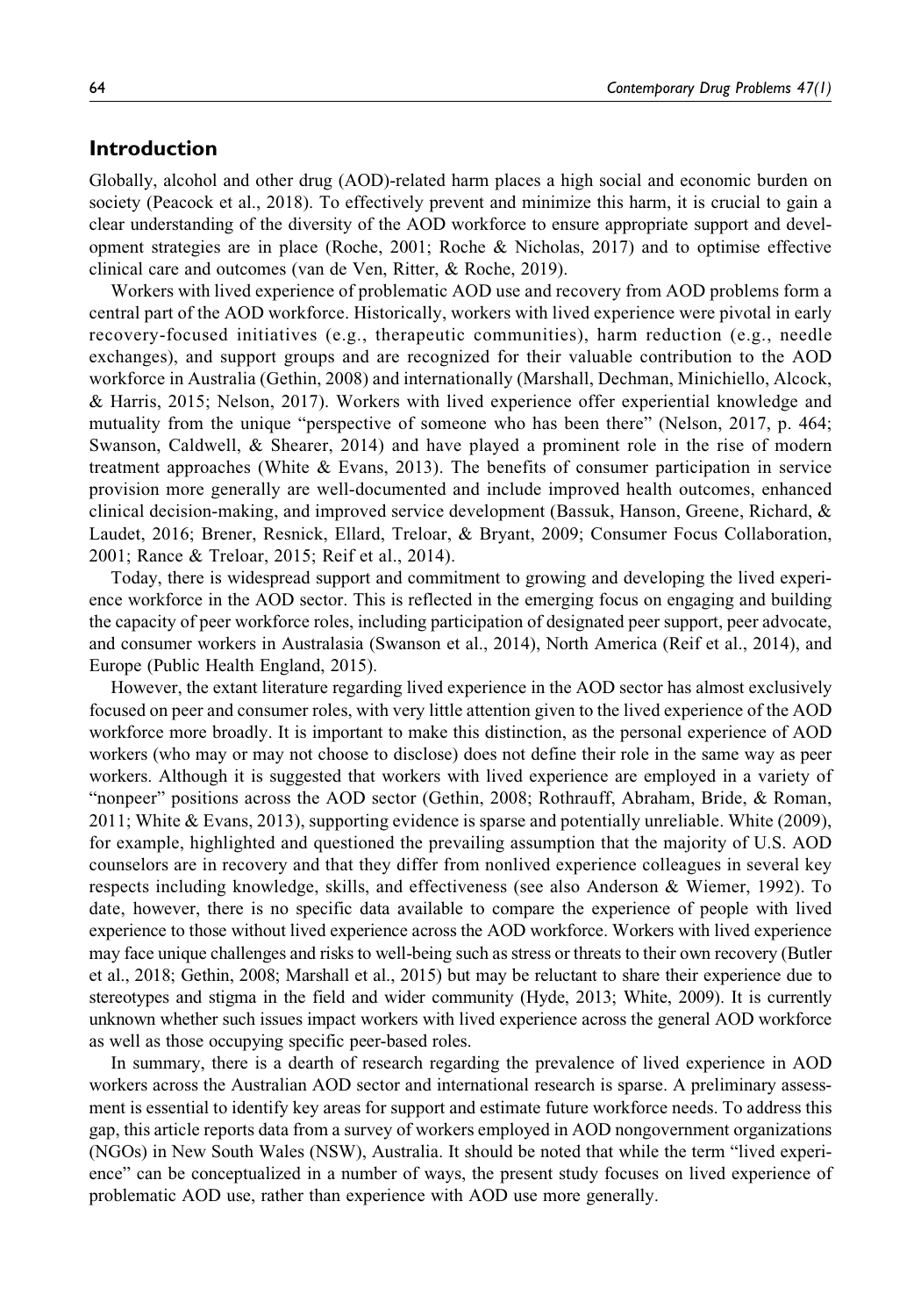## Introduction

Globally, alcohol and other drug (AOD)-related harm places a high social and economic burden on society (Peacock et al., 2018). To effectively prevent and minimize this harm, it is crucial to gain a clear understanding of the diversity of the AOD workforce to ensure appropriate support and development strategies are in place (Roche, 2001; Roche & Nicholas, 2017) and to optimise effective clinical care and outcomes (van de Ven, Ritter, & Roche, 2019).

Workers with lived experience of problematic AOD use and recovery from AOD problems form a central part of the AOD workforce. Historically, workers with lived experience were pivotal in early recovery-focused initiatives (e.g., therapeutic communities), harm reduction (e.g., needle exchanges), and support groups and are recognized for their valuable contribution to the AOD workforce in Australia (Gethin, 2008) and internationally (Marshall, Dechman, Minichiello, Alcock, & Harris, 2015; Nelson, 2017). Workers with lived experience offer experiential knowledge and mutuality from the unique "perspective of someone who has been there" (Nelson, 2017, p. 464; Swanson, Caldwell, & Shearer, 2014) and have played a prominent role in the rise of modern treatment approaches (White & Evans, 2013). The benefits of consumer participation in service provision more generally are well-documented and include improved health outcomes, enhanced clinical decision-making, and improved service development (Bassuk, Hanson, Greene, Richard, & Laudet, 2016; Brener, Resnick, Ellard, Treloar, & Bryant, 2009; Consumer Focus Collaboration, 2001; Rance & Treloar, 2015; Reif et al., 2014).

Today, there is widespread support and commitment to growing and developing the lived experience workforce in the AOD sector. This is reflected in the emerging focus on engaging and building the capacity of peer workforce roles, including participation of designated peer support, peer advocate, and consumer workers in Australasia (Swanson et al., 2014), North America (Reif et al., 2014), and Europe (Public Health England, 2015).

However, the extant literature regarding lived experience in the AOD sector has almost exclusively focused on peer and consumer roles, with very little attention given to the lived experience of the AOD workforce more broadly. It is important to make this distinction, as the personal experience of AOD workers (who may or may not choose to disclose) does not define their role in the same way as peer workers. Although it is suggested that workers with lived experience are employed in a variety of "nonpeer" positions across the AOD sector (Gethin, 2008; Rothrauff, Abraham, Bride, & Roman, 2011; White & Evans, 2013), supporting evidence is sparse and potentially unreliable. White (2009), for example, highlighted and questioned the prevailing assumption that the majority of U.S. AOD counselors are in recovery and that they differ from nonlived experience colleagues in several key respects including knowledge, skills, and effectiveness (see also Anderson & Wiemer, 1992). To date, however, there is no specific data available to compare the experience of people with lived experience to those without lived experience across the AOD workforce. Workers with lived experience may face unique challenges and risks to well-being such as stress or threats to their own recovery (Butler et al., 2018; Gethin, 2008; Marshall et al., 2015) but may be reluctant to share their experience due to stereotypes and stigma in the field and wider community (Hyde, 2013; White, 2009). It is currently unknown whether such issues impact workers with lived experience across the general AOD workforce as well as those occupying specific peer-based roles.

In summary, there is a dearth of research regarding the prevalence of lived experience in AOD workers across the Australian AOD sector and international research is sparse. A preliminary assessment is essential to identify key areas for support and estimate future workforce needs. To address this gap, this article reports data from a survey of workers employed in AOD nongovernment organizations (NGOs) in New South Wales (NSW), Australia. It should be noted that while the term "lived experience" can be conceptualized in a number of ways, the present study focuses on lived experience of problematic AOD use, rather than experience with AOD use more generally.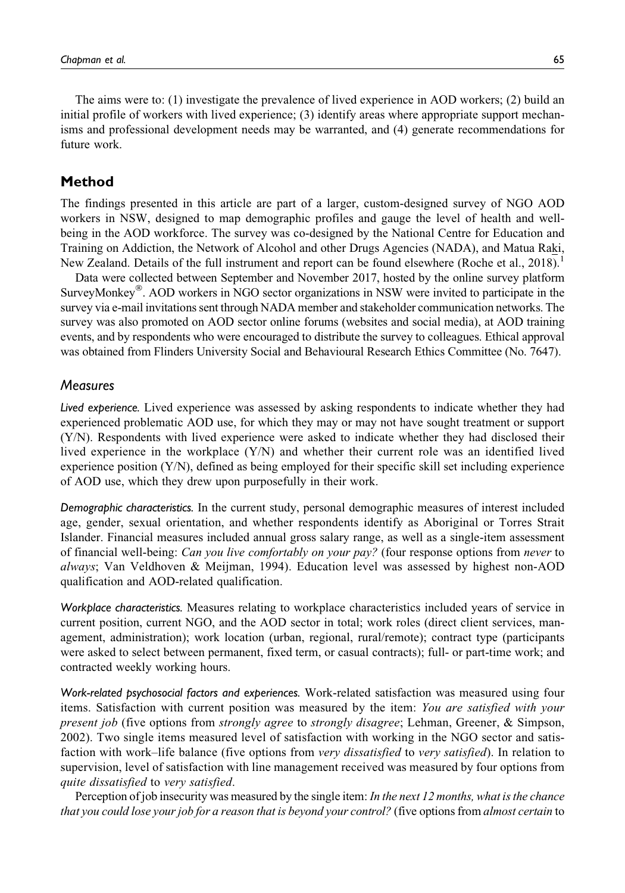The aims were to: (1) investigate the prevalence of lived experience in AOD workers; (2) build an initial profile of workers with lived experience; (3) identify areas where appropriate support mechanisms and professional development needs may be warranted, and (4) generate recommendations for future work.

## Method

The findings presented in this article are part of a larger, custom-designed survey of NGO AOD workers in NSW, designed to map demographic profiles and gauge the level of health and well-being in the AOD workforce. The survey was co-designed by the National Centre for Education and Training on Addiction, the Network of Alcohol and other Drugs Agencies (NADA), and Matua Raki, New Zealand. Details of the full instrument and report can be found elsewhere (Roche et al., 2018).[1]

Data were collected between September and November 2017, hosted by the online survey platform SurveyMonkey®. AOD workers in NGO sector organizations in NSW were invited to participate in the survey via e-mail invitations sent through NADA member and stakeholder communication networks. The survey was also promoted on AOD sector online forums (websites and social media), at AOD training events, and by respondents who were encouraged to distribute the survey to colleagues. Ethical approval was obtained from Flinders University Social and Behavioural Research Ethics Committee (No. 7647).

### Measures

*Lived experience.* Lived experience was assessed by asking respondents to indicate whether they had experienced problematic AOD use, for which they may or may not have sought treatment or support (Y/N). Respondents with lived experience were asked to indicate whether they had disclosed their lived experience in the workplace (Y/N) and whether their current role was an identified lived experience position (Y/N), defined as being employed for their specific skill set including experience of AOD use, which they drew upon purposefully in their work.

*Demographic characteristics.* In the current study, personal demographic measures of interest included age, gender, sexual orientation, and whether respondents identify as Aboriginal or Torres Strait Islander. Financial measures included annual gross salary range, as well as a single-item assessment of financial well-being: *Can you live comfortably on your pay?* (four response options from *never* to *always*; Van Veldhoven & Meijman, 1994). Education level was assessed by highest non-AOD qualification and AOD-related qualification.

*Workplace characteristics.* Measures relating to workplace characteristics included years of service in current position, current NGO, and the AOD sector in total; work roles (direct client services, management, administration); work location (urban, regional, rural/remote); contract type (participants were asked to select between permanent, fixed term, or casual contracts); full- or part-time work; and contracted weekly working hours.

*Work-related psychosocial factors and experiences.* Work-related satisfaction was measured using four items. Satisfaction with current position was measured by the item: *You are satisfied with your present job* (five options from *strongly agree* to *strongly disagree*; Lehman, Greener, & Simpson, 2002). Two single items measured level of satisfaction with working in the NGO sector and satisfaction with work–life balance (five options from *very dissatisfied* to *very satisfied*). In relation to supervision, level of satisfaction with line management received was measured by four options from *quite dissatisfied* to *very satisfied*.

Perception of job insecurity was measured by the single item: *In the next 12 months, what is the chance that you could lose your job for a reason that is beyond your control?* (five options from *almost certain* to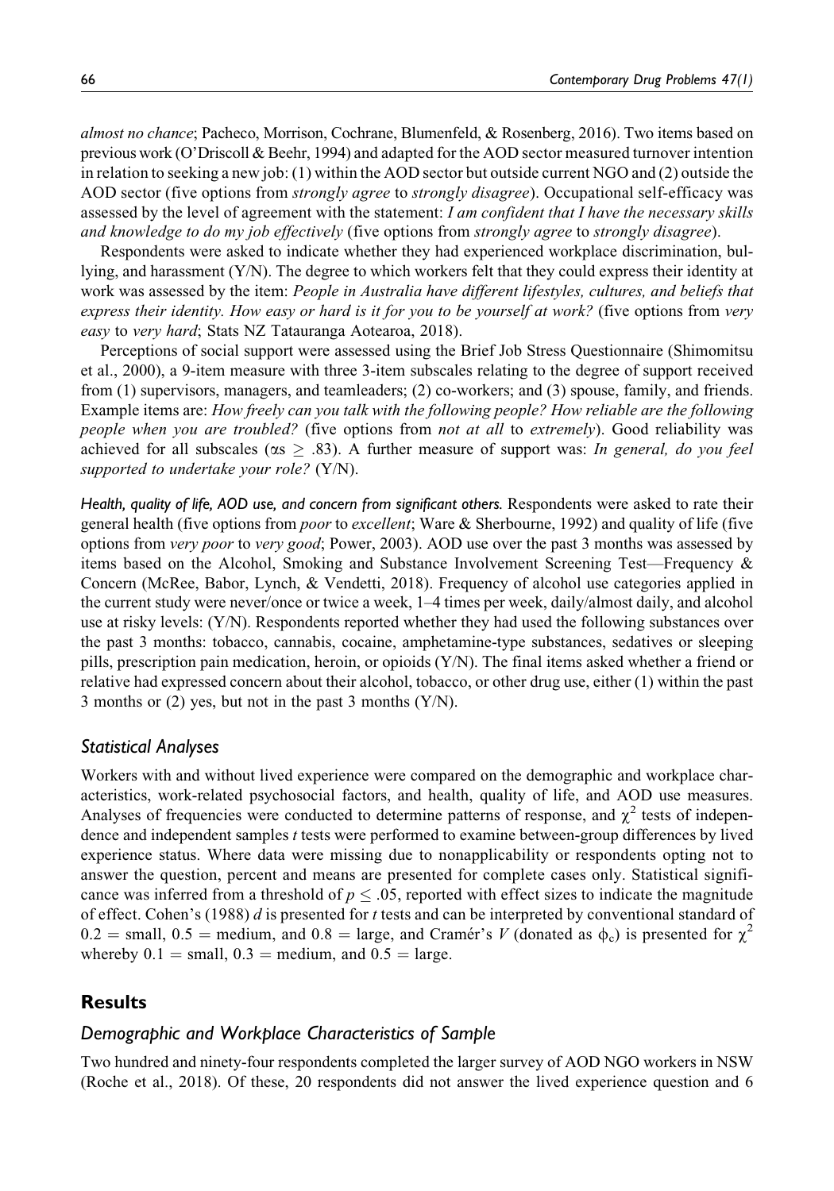*almost no chance*; Pacheco, Morrison, Cochrane, Blumenfeld, & Rosenberg, 2016). Two items based on previous work (O'Driscoll & Beehr, 1994) and adapted for the AOD sector measured turnover intention in relation to seeking a new job: (1) within the AOD sector but outside current NGO and (2) outside the AOD sector (five options from *strongly agree* to *strongly disagree*). Occupational self-efficacy was assessed by the level of agreement with the statement: *I am confident that I have the necessary skills and knowledge to do my job effectively* (five options from *strongly agree* to *strongly disagree*).

Respondents were asked to indicate whether they had experienced workplace discrimination, bullying, and harassment (Y/N). The degree to which workers felt that they could express their identity at work was assessed by the item: *People in Australia have different lifestyles, cultures, and beliefs that express their identity. How easy or hard is it for you to be yourself at work?* (five options from *very easy* to *very hard*; Stats NZ Tatauranga Aotearoa, 2018).

Perceptions of social support were assessed using the Brief Job Stress Questionnaire (Shimomitsu et al., 2000), a 9-item measure with three 3-item subscales relating to the degree of support received from (1) supervisors, managers, and teamleaders; (2) co-workers; and (3) spouse, family, and friends. Example items are: *How freely can you talk with the following people? How reliable are the following people when you are troubled?* (five options from *not at all* to *extremely*). Good reliability was achieved for all subscales ($\alpha s \geq .83$). A further measure of support was: *In general, do you feel supported to undertake your role?* (Y/N).

*Health, quality of life, AOD use, and concern from significant others.* Respondents were asked to rate their general health (five options from *poor* to *excellent*; Ware & Sherbourne, 1992) and quality of life (five options from *very poor* to *very good*; Power, 2003). AOD use over the past 3 months was assessed by items based on the Alcohol, Smoking and Substance Involvement Screening Test—Frequency & Concern (McRee, Babor, Lynch, & Vendetti, 2018). Frequency of alcohol use categories applied in the current study were never/once or twice a week, 1–4 times per week, daily/almost daily, and alcohol use at risky levels: (Y/N). Respondents reported whether they had used the following substances over the past 3 months: tobacco, cannabis, cocaine, amphetamine-type substances, sedatives or sleeping pills, prescription pain medication, heroin, or opioids (Y/N). The final items asked whether a friend or relative had expressed concern about their alcohol, tobacco, or other drug use, either (1) within the past 3 months or (2) yes, but not in the past 3 months (Y/N).

### Statistical Analyses

Workers with and without lived experience were compared on the demographic and workplace characteristics, work-related psychosocial factors, and health, quality of life, and AOD use measures. Analyses of frequencies were conducted to determine patterns of response, and $\chi^2$ tests of independence and independent samples *t* tests were performed to examine between-group differences by lived experience status. Where data were missing due to nonapplicability or respondents opting not to answer the question, percent and means are presented for complete cases only. Statistical significance was inferred from a threshold of $p \leq .05$, reported with effect sizes to indicate the magnitude of effect. Cohen's (1988) *d* is presented for *t* tests and can be interpreted by conventional standard of $0.2 =$ small, $0.5 =$ medium, and $0.8 =$ large, and Cramér's *V* (donated as $\phi_c$) is presented for $\chi^2$ whereby $0.1 =$ small, $0.3 =$ medium, and $0.5 =$ large.

## Results

### Demographic and Workplace Characteristics of Sample

Two hundred and ninety-four respondents completed the larger survey of AOD NGO workers in NSW (Roche et al., 2018). Of these, 20 respondents did not answer the lived experience question and 6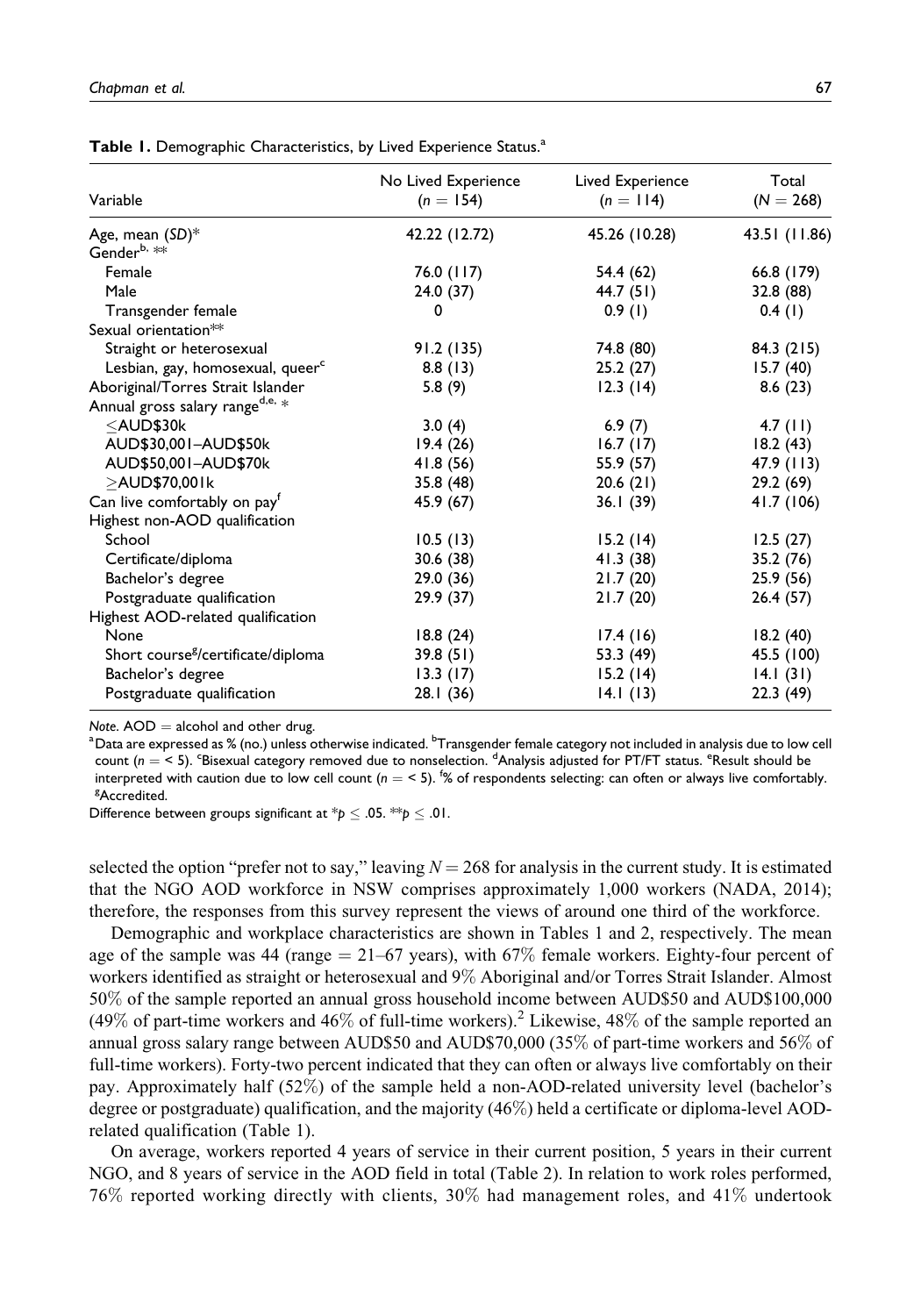**Table 1.** Demographic Characteristics, by Lived Experience Status.[a]

| Variable | No Lived Experience ($n$ = 154) | Lived Experience ($n$ = 114) | Total ($N$ = 268) |
|---|---|---|---|
| Age, mean (*SD*)* | 42.22 (12.72) | 45.26 (10.28) | 43.51 (11.86) |
| Gender[b], ** | | | |
| Female | 76.0 (117) | 54.4 (62) | 66.8 (179) |
| Male | 24.0 (37) | 44.7 (51) | 32.8 (88) |
| Transgender female | 0 | 0.9 (1) | 0.4 (1) |
| Sexual orientation** | | | |
| Straight or heterosexual | 91.2 (135) | 74.8 (80) | 84.3 (215) |
| Lesbian, gay, homosexual, queer[c] | 8.8 (13) | 25.2 (27) | 15.7 (40) |
| Aboriginal/Torres Strait Islander | 5.8 (9) | 12.3 (14) | 8.6 (23) |
| Annual gross salary range[d,e], * | | | |
| ≤AUD$30k | 3.0 (4) | 6.9 (7) | 4.7 (11) |
| AUD$30,001–AUD$50k | 19.4 (26) | 16.7 (17) | 18.2 (43) |
| AUD$50,001–AUD$70k | 41.8 (56) | 55.9 (57) | 47.9 (113) |
| ≥AUD$70,001k | 35.8 (48) | 20.6 (21) | 29.2 (69) |
| Can live comfortably on pay[f] | 45.9 (67) | 36.1 (39) | 41.7 (106) |
| Highest non-AOD qualification | | | |
| School | 10.5 (13) | 15.2 (14) | 12.5 (27) |
| Certificate/diploma | 30.6 (38) | 41.3 (38) | 35.2 (76) |
| Bachelor's degree | 29.0 (36) | 21.7 (20) | 25.9 (56) |
| Postgraduate qualification | 29.9 (37) | 21.7 (20) | 26.4 (57) |
| Highest AOD-related qualification | | | |
| None | 18.8 (24) | 17.4 (16) | 18.2 (40) |
| Short course[g]/certificate/diploma | 39.8 (51) | 53.3 (49) | 45.5 (100) |
| Bachelor's degree | 13.3 (17) | 15.2 (14) | 14.1 (31) |
| Postgraduate qualification | 28.1 (36) | 14.1 (13) | 22.3 (49) |

*Note*. AOD = alcohol and other drug.
[a]Data are expressed as % (no.) unless otherwise indicated. [b]Transgender female category not included in analysis due to low cell count ($n$ = < 5). [c]Bisexual category removed due to nonselection. [d]Analysis adjusted for PT/FT status. [e]Result should be interpreted with caution due to low cell count ($n$ = < 5). [f]% of respondents selecting: can often or always live comfortably. [g]Accredited.
Difference between groups significant at *$p \leq .05$. **$p \leq .01$.

selected the option "prefer not to say," leaving $N = 268$ for analysis in the current study. It is estimated that the NGO AOD workforce in NSW comprises approximately 1,000 workers (NADA, 2014); therefore, the responses from this survey represent the views of around one third of the workforce.

Demographic and workplace characteristics are shown in Tables 1 and 2, respectively. The mean age of the sample was 44 (range = 21–67 years), with 67% female workers. Eighty-four percent of workers identified as straight or heterosexual and 9% Aboriginal and/or Torres Strait Islander. Almost 50% of the sample reported an annual gross household income between AUD$50 and AUD$100,000 (49% of part-time workers and 46% of full-time workers).[2] Likewise, 48% of the sample reported an annual gross salary range between AUD$50 and AUD$70,000 (35% of part-time workers and 56% of full-time workers). Forty-two percent indicated that they can often or always live comfortably on their pay. Approximately half (52%) of the sample held a non-AOD-related university level (bachelor's degree or postgraduate) qualification, and the majority (46%) held a certificate or diploma-level AOD-related qualification (Table 1).

On average, workers reported 4 years of service in their current position, 5 years in their current NGO, and 8 years of service in the AOD field in total (Table 2). In relation to work roles performed, 76% reported working directly with clients, 30% had management roles, and 41% undertook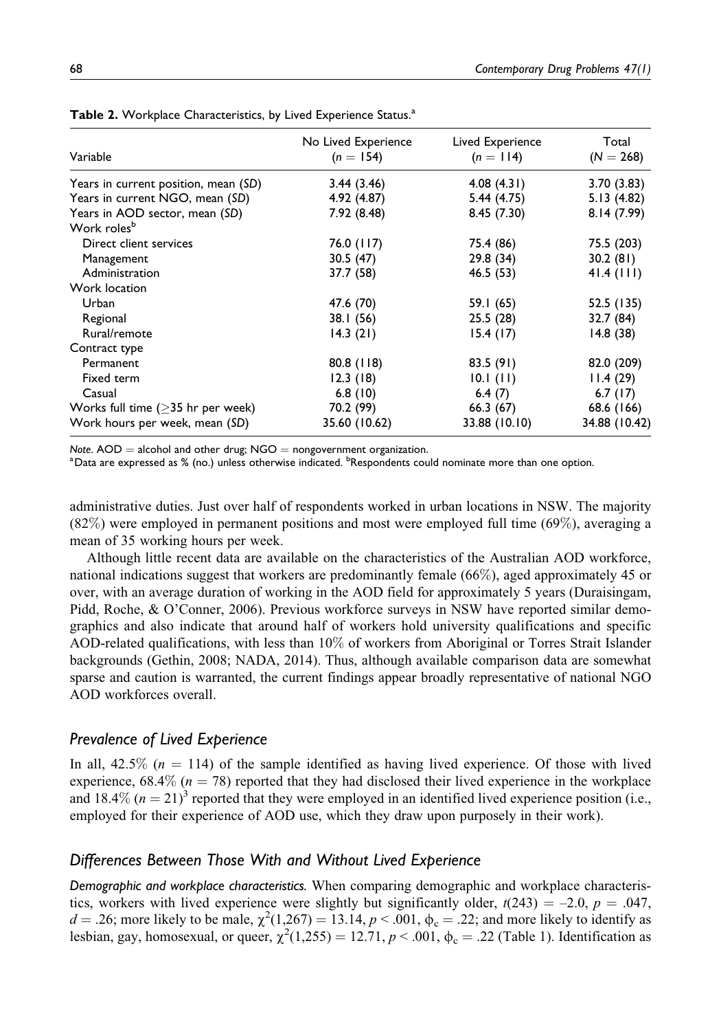**Table 2.** Workplace Characteristics, by Lived Experience Status.[a]

| Variable | No Lived Experience ($n$ = 154) | Lived Experience ($n$ = 114) | Total ($N$ = 268) |
|---|---|---|---|
| Years in current position, mean (*SD*) | 3.44 (3.46) | 4.08 (4.31) | 3.70 (3.83) |
| Years in current NGO, mean (*SD*) | 4.92 (4.87) | 5.44 (4.75) | 5.13 (4.82) |
| Years in AOD sector, mean (*SD*) | 7.92 (8.48) | 8.45 (7.30) | 8.14 (7.99) |
| Work roles[b] | | | |
| Direct client services | 76.0 (117) | 75.4 (86) | 75.5 (203) |
| Management | 30.5 (47) | 29.8 (34) | 30.2 (81) |
| Administration | 37.7 (58) | 46.5 (53) | 41.4 (111) |
| Work location | | | |
| Urban | 47.6 (70) | 59.1 (65) | 52.5 (135) |
| Regional | 38.1 (56) | 25.5 (28) | 32.7 (84) |
| Rural/remote | 14.3 (21) | 15.4 (17) | 14.8 (38) |
| Contract type | | | |
| Permanent | 80.8 (118) | 83.5 (91) | 82.0 (209) |
| Fixed term | 12.3 (18) | 10.1 (11) | 11.4 (29) |
| Casual | 6.8 (10) | 6.4 (7) | 6.7 (17) |
| Works full time ($\geq$35 hr per week) | 70.2 (99) | 66.3 (67) | 68.6 (166) |
| Work hours per week, mean (*SD*) | 35.60 (10.62) | 33.88 (10.10) | 34.88 (10.42) |

*Note.* AOD = alcohol and other drug; NGO = nongovernment organization.
[a]Data are expressed as % (no.) unless otherwise indicated. [b]Respondents could nominate more than one option.

administrative duties. Just over half of respondents worked in urban locations in NSW. The majority (82%) were employed in permanent positions and most were employed full time (69%), averaging a mean of 35 working hours per week.

Although little recent data are available on the characteristics of the Australian AOD workforce, national indications suggest that workers are predominantly female (66%), aged approximately 45 or over, with an average duration of working in the AOD field for approximately 5 years (Duraisingam, Pidd, Roche, & O'Conner, 2006). Previous workforce surveys in NSW have reported similar demographics and also indicate that around half of workers hold university qualifications and specific AOD-related qualifications, with less than 10% of workers from Aboriginal or Torres Strait Islander backgrounds (Gethin, 2008; NADA, 2014). Thus, although available comparison data are somewhat sparse and caution is warranted, the current findings appear broadly representative of national NGO AOD workforces overall.

## *Prevalence of Lived Experience*

In all, 42.5% ($n$ = 114) of the sample identified as having lived experience. Of those with lived experience, 68.4% ($n$ = 78) reported that they had disclosed their lived experience in the workplace and 18.4% ($n$ = 21)[3] reported that they were employed in an identified lived experience position (i.e., employed for their experience of AOD use, which they draw upon purposely in their work).

## *Differences Between Those With and Without Lived Experience*

*Demographic and workplace characteristics.* When comparing demographic and workplace characteristics, workers with lived experience were slightly but significantly older, $t(243) = -2.0$, $p = .047$, $d = .26$; more likely to be male, $\chi^2(1,267) = 13.14$, $p < .001$, $\phi_c = .22$; and more likely to identify as lesbian, gay, homosexual, or queer, $\chi^2(1,255) = 12.71$, $p < .001$, $\phi_c = .22$ (Table 1). Identification as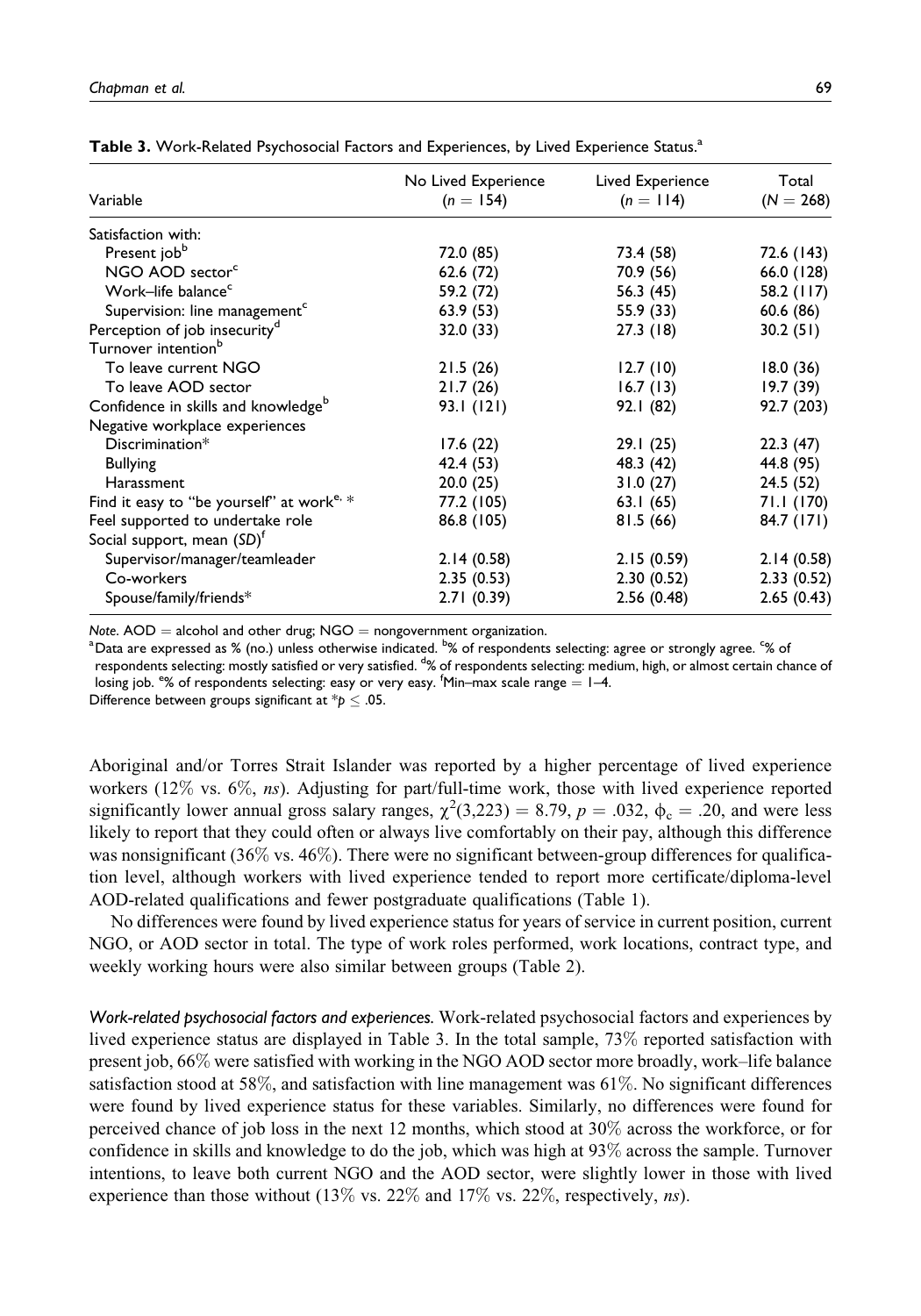**Table 3.** Work-Related Psychosocial Factors and Experiences, by Lived Experience Status.[a]

| Variable | No Lived Experience ($n = 154$) | Lived Experience ($n = 114$) | Total ($N = 268$) |
|---|---|---|---|
| Satisfaction with: | | | |
| Present job[b] | 72.0 (85) | 73.4 (58) | 72.6 (143) |
| NGO AOD sector[c] | 62.6 (72) | 70.9 (56) | 66.0 (128) |
| Work–life balance[c] | 59.2 (72) | 56.3 (45) | 58.2 (117) |
| Supervision: line management[c] | 63.9 (53) | 55.9 (33) | 60.6 (86) |
| Perception of job insecurity[d] | 32.0 (33) | 27.3 (18) | 30.2 (51) |
| Turnover intention[b] | | | |
| To leave current NGO | 21.5 (26) | 12.7 (10) | 18.0 (36) |
| To leave AOD sector | 21.7 (26) | 16.7 (13) | 19.7 (39) |
| Confidence in skills and knowledge[b] | 93.1 (121) | 92.1 (82) | 92.7 (203) |
| Negative workplace experiences | | | |
| Discrimination* | 17.6 (22) | 29.1 (25) | 22.3 (47) |
| Bullying | 42.4 (53) | 48.3 (42) | 44.8 (95) |
| Harassment | 20.0 (25) | 31.0 (27) | 24.5 (52) |
| Find it easy to "be yourself" at work[e], * | 77.2 (105) | 63.1 (65) | 71.1 (170) |
| Feel supported to undertake role | 86.8 (105) | 81.5 (66) | 84.7 (171) |
| Social support, mean (*SD*)[f] | | | |
| Supervisor/manager/teamleader | 2.14 (0.58) | 2.15 (0.59) | 2.14 (0.58) |
| Co-workers | 2.35 (0.53) | 2.30 (0.52) | 2.33 (0.52) |
| Spouse/family/friends* | 2.71 (0.39) | 2.56 (0.48) | 2.65 (0.43) |

*Note.* AOD = alcohol and other drug; NGO = nongovernment organization.
[a]Data are expressed as % (no.) unless otherwise indicated. [b]% of respondents selecting: agree or strongly agree. [c]% of respondents selecting: mostly satisfied or very satisfied. [d]% of respondents selecting: medium, high, or almost certain chance of losing job. [e]% of respondents selecting: easy or very easy. [f]Min–max scale range = 1–4.
Difference between groups significant at $*p \leq .05$.

Aboriginal and/or Torres Strait Islander was reported by a higher percentage of lived experience workers (12% vs. 6%, *ns*). Adjusting for part/full-time work, those with lived experience reported significantly lower annual gross salary ranges, $\chi^2(3,223) = 8.79$, $p = .032$, $\phi_c = .20$, and were less likely to report that they could often or always live comfortably on their pay, although this difference was nonsignificant (36% vs. 46%). There were no significant between-group differences for qualification level, although workers with lived experience tended to report more certificate/diploma-level AOD-related qualifications and fewer postgraduate qualifications (Table 1).

No differences were found by lived experience status for years of service in current position, current NGO, or AOD sector in total. The type of work roles performed, work locations, contract type, and weekly working hours were also similar between groups (Table 2).

*Work-related psychosocial factors and experiences.* Work-related psychosocial factors and experiences by lived experience status are displayed in Table 3. In the total sample, 73% reported satisfaction with present job, 66% were satisfied with working in the NGO AOD sector more broadly, work–life balance satisfaction stood at 58%, and satisfaction with line management was 61%. No significant differences were found by lived experience status for these variables. Similarly, no differences were found for perceived chance of job loss in the next 12 months, which stood at 30% across the workforce, or for confidence in skills and knowledge to do the job, which was high at 93% across the sample. Turnover intentions, to leave both current NGO and the AOD sector, were slightly lower in those with lived experience than those without (13% vs. 22% and 17% vs. 22%, respectively, *ns*).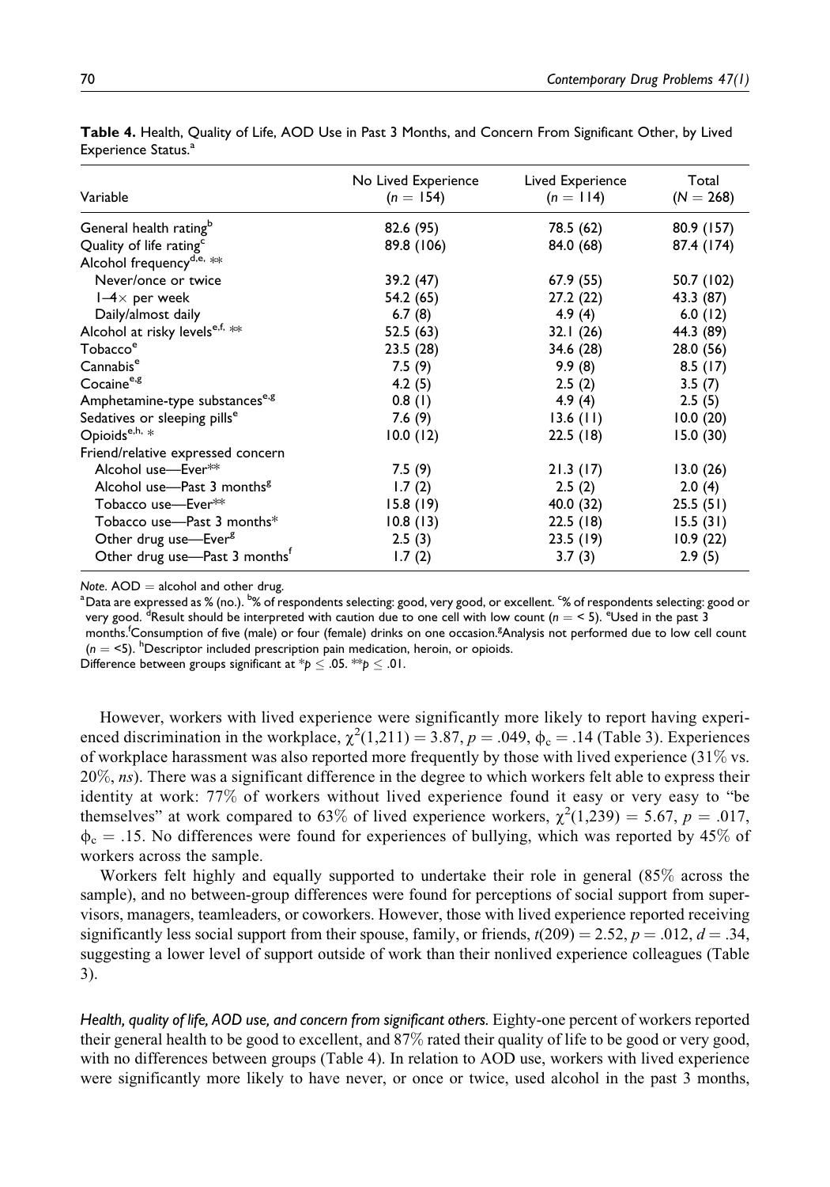**Table 4.** Health, Quality of Life, AOD Use in Past 3 Months, and Concern From Significant Other, by Lived Experience Status.[a]

| Variable | No Lived Experience ($n = 154$) | Lived Experience ($n = 114$) | Total ($N = 268$) |
|---|---|---|---|
| General health rating[b] | 82.6 (95) | 78.5 (62) | 80.9 (157) |
| Quality of life rating[c] | 89.8 (106) | 84.0 (68) | 87.4 (174) |
| Alcohol frequency[d,e,] ** | | | |
| Never/once or twice | 39.2 (47) | 67.9 (55) | 50.7 (102) |
| 1–4× per week | 54.2 (65) | 27.2 (22) | 43.3 (87) |
| Daily/almost daily | 6.7 (8) | 4.9 (4) | 6.0 (12) |
| Alcohol at risky levels[e,f,] ** | 52.5 (63) | 32.1 (26) | 44.3 (89) |
| Tobacco[e] | 23.5 (28) | 34.6 (28) | 28.0 (56) |
| Cannabis[e] | 7.5 (9) | 9.9 (8) | 8.5 (17) |
| Cocaine[e,g] | 4.2 (5) | 2.5 (2) | 3.5 (7) |
| Amphetamine-type substances[e,g] | 0.8 (1) | 4.9 (4) | 2.5 (5) |
| Sedatives or sleeping pills[e] | 7.6 (9) | 13.6 (11) | 10.0 (20) |
| Opioids[e,h,] * | 10.0 (12) | 22.5 (18) | 15.0 (30) |
| Friend/relative expressed concern | | | |
| Alcohol use—Ever** | 7.5 (9) | 21.3 (17) | 13.0 (26) |
| Alcohol use—Past 3 months[g] | 1.7 (2) | 2.5 (2) | 2.0 (4) |
| Tobacco use—Ever** | 15.8 (19) | 40.0 (32) | 25.5 (51) |
| Tobacco use—Past 3 months* | 10.8 (13) | 22.5 (18) | 15.5 (31) |
| Other drug use—Ever[g] | 2.5 (3) | 23.5 (19) | 10.9 (22) |
| Other drug use—Past 3 months[f] | 1.7 (2) | 3.7 (3) | 2.9 (5) |

*Note.* AOD = alcohol and other drug.
[a]Data are expressed as % (no.). [b]% of respondents selecting: good, very good, or excellent. [c]% of respondents selecting: good or very good. [d]Result should be interpreted with caution due to one cell with low count ($n = < 5$). [e]Used in the past 3 months.[f]Consumption of five (male) or four (female) drinks on one occasion.[g]Analysis not performed due to low cell count ($n = <5$). [h]Descriptor included prescription pain medication, heroin, or opioids.
Difference between groups significant at $^{*}p \leq .05$. $^{**}p \leq .01$.

However, workers with lived experience were significantly more likely to report having experienced discrimination in the workplace, $\chi^2(1,211) = 3.87$, $p = .049$, $\phi_c = .14$ (Table 3). Experiences of workplace harassment was also reported more frequently by those with lived experience (31% vs. 20%, *ns*). There was a significant difference in the degree to which workers felt able to express their identity at work: 77% of workers without lived experience found it easy or very easy to "be themselves" at work compared to 63% of lived experience workers, $\chi^2(1,239) = 5.67$, $p = .017$, $\phi_c = .15$. No differences were found for experiences of bullying, which was reported by 45% of workers across the sample.

Workers felt highly and equally supported to undertake their role in general (85% across the sample), and no between-group differences were found for perceptions of social support from supervisors, managers, teamleaders, or coworkers. However, those with lived experience reported receiving significantly less social support from their spouse, family, or friends, $t(209) = 2.52$, $p = .012$, $d = .34$, suggesting a lower level of support outside of work than their nonlived experience colleagues (Table 3).

*Health, quality of life, AOD use, and concern from significant others.* Eighty-one percent of workers reported their general health to be good to excellent, and 87% rated their quality of life to be good or very good, with no differences between groups (Table 4). In relation to AOD use, workers with lived experience were significantly more likely to have never, or once or twice, used alcohol in the past 3 months,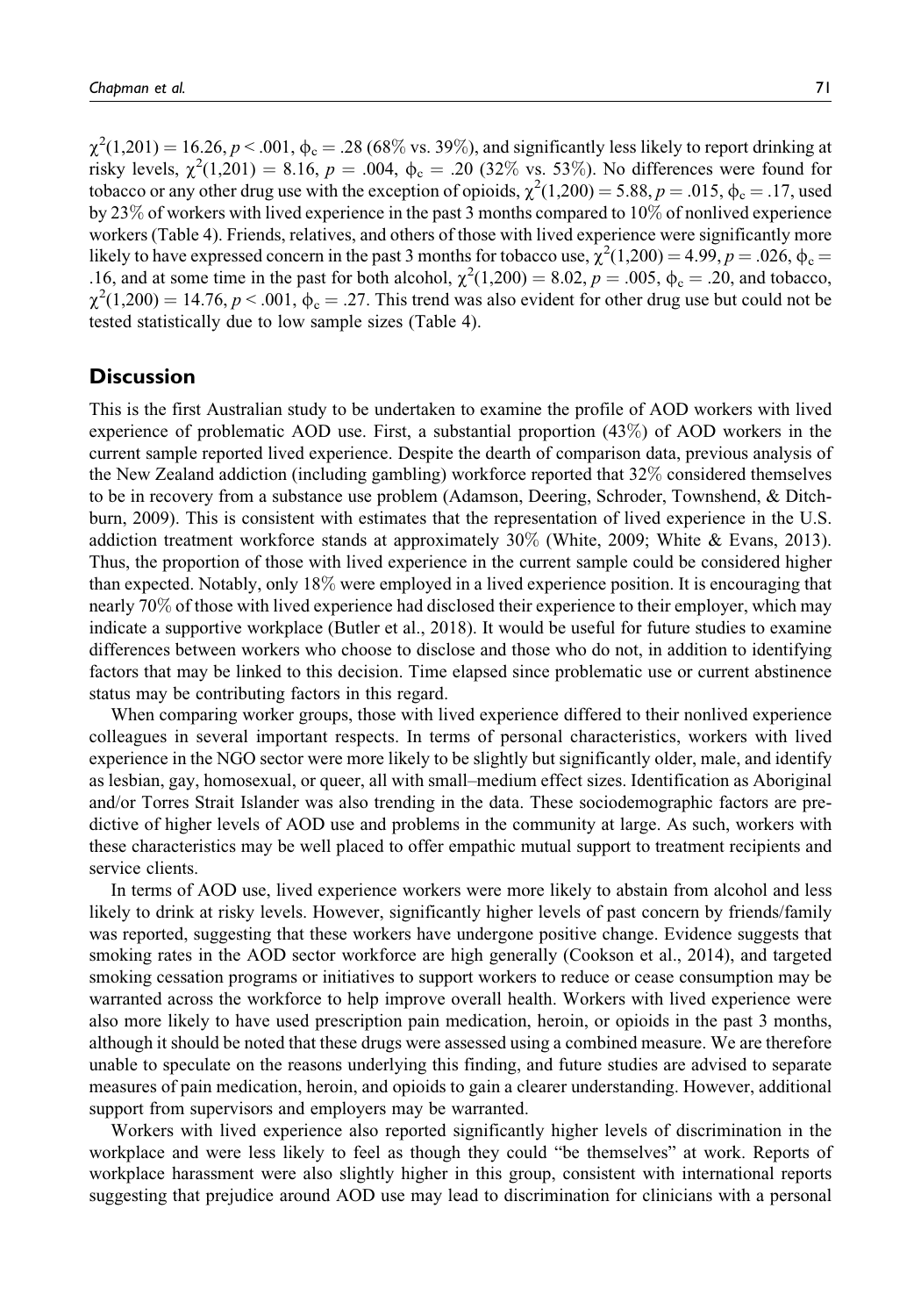$\chi^2(1,201) = 16.26$, $p < .001$, $\phi_c = .28$ (68% vs. 39%), and significantly less likely to report drinking at risky levels, $\chi^2(1,201) = 8.16$, $p = .004$, $\phi_c = .20$ (32% vs. 53%). No differences were found for tobacco or any other drug use with the exception of opioids, $\chi^2(1,200) = 5.88$, $p = .015$, $\phi_c = .17$, used by 23% of workers with lived experience in the past 3 months compared to 10% of nonlived experience workers (Table 4). Friends, relatives, and others of those with lived experience were significantly more likely to have expressed concern in the past 3 months for tobacco use, $\chi^2(1,200) = 4.99$, $p = .026$, $\phi_c = .16$, and at some time in the past for both alcohol, $\chi^2(1,200) = 8.02$, $p = .005$, $\phi_c = .20$, and tobacco, $\chi^2(1,200) = 14.76$, $p < .001$, $\phi_c = .27$. This trend was also evident for other drug use but could not be tested statistically due to low sample sizes (Table 4).

## Discussion

This is the first Australian study to be undertaken to examine the profile of AOD workers with lived experience of problematic AOD use. First, a substantial proportion (43%) of AOD workers in the current sample reported lived experience. Despite the dearth of comparison data, previous analysis of the New Zealand addiction (including gambling) workforce reported that 32% considered themselves to be in recovery from a substance use problem (Adamson, Deering, Schroder, Townshend, & Ditchburn, 2009). This is consistent with estimates that the representation of lived experience in the U.S. addiction treatment workforce stands at approximately 30% (White, 2009; White & Evans, 2013). Thus, the proportion of those with lived experience in the current sample could be considered higher than expected. Notably, only 18% were employed in a lived experience position. It is encouraging that nearly 70% of those with lived experience had disclosed their experience to their employer, which may indicate a supportive workplace (Butler et al., 2018). It would be useful for future studies to examine differences between workers who choose to disclose and those who do not, in addition to identifying factors that may be linked to this decision. Time elapsed since problematic use or current abstinence status may be contributing factors in this regard.

When comparing worker groups, those with lived experience differed to their nonlived experience colleagues in several important respects. In terms of personal characteristics, workers with lived experience in the NGO sector were more likely to be slightly but significantly older, male, and identify as lesbian, gay, homosexual, or queer, all with small–medium effect sizes. Identification as Aboriginal and/or Torres Strait Islander was also trending in the data. These sociodemographic factors are predictive of higher levels of AOD use and problems in the community at large. As such, workers with these characteristics may be well placed to offer empathic mutual support to treatment recipients and service clients.

In terms of AOD use, lived experience workers were more likely to abstain from alcohol and less likely to drink at risky levels. However, significantly higher levels of past concern by friends/family was reported, suggesting that these workers have undergone positive change. Evidence suggests that smoking rates in the AOD sector workforce are high generally (Cookson et al., 2014), and targeted smoking cessation programs or initiatives to support workers to reduce or cease consumption may be warranted across the workforce to help improve overall health. Workers with lived experience were also more likely to have used prescription pain medication, heroin, or opioids in the past 3 months, although it should be noted that these drugs were assessed using a combined measure. We are therefore unable to speculate on the reasons underlying this finding, and future studies are advised to separate measures of pain medication, heroin, and opioids to gain a clearer understanding. However, additional support from supervisors and employers may be warranted.

Workers with lived experience also reported significantly higher levels of discrimination in the workplace and were less likely to feel as though they could "be themselves" at work. Reports of workplace harassment were also slightly higher in this group, consistent with international reports suggesting that prejudice around AOD use may lead to discrimination for clinicians with a personal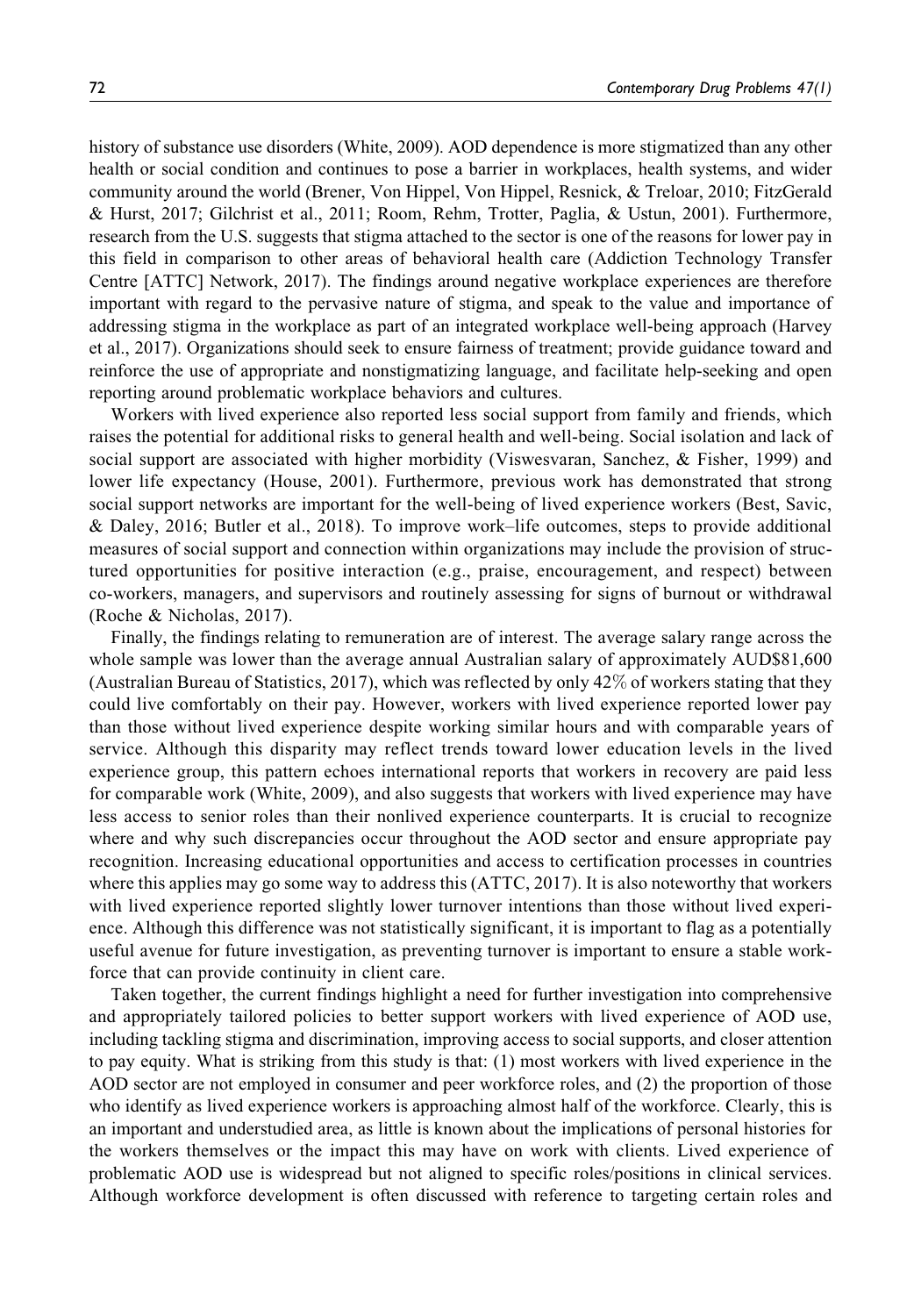history of substance use disorders (White, 2009). AOD dependence is more stigmatized than any other health or social condition and continues to pose a barrier in workplaces, health systems, and wider community around the world (Brener, Von Hippel, Von Hippel, Resnick, & Treloar, 2010; FitzGerald & Hurst, 2017; Gilchrist et al., 2011; Room, Rehm, Trotter, Paglia, & Ustun, 2001). Furthermore, research from the U.S. suggests that stigma attached to the sector is one of the reasons for lower pay in this field in comparison to other areas of behavioral health care (Addiction Technology Transfer Centre [ATTC] Network, 2017). The findings around negative workplace experiences are therefore important with regard to the pervasive nature of stigma, and speak to the value and importance of addressing stigma in the workplace as part of an integrated workplace well-being approach (Harvey et al., 2017). Organizations should seek to ensure fairness of treatment; provide guidance toward and reinforce the use of appropriate and nonstigmatizing language, and facilitate help-seeking and open reporting around problematic workplace behaviors and cultures.

Workers with lived experience also reported less social support from family and friends, which raises the potential for additional risks to general health and well-being. Social isolation and lack of social support are associated with higher morbidity (Viswesvaran, Sanchez, & Fisher, 1999) and lower life expectancy (House, 2001). Furthermore, previous work has demonstrated that strong social support networks are important for the well-being of lived experience workers (Best, Savic, & Daley, 2016; Butler et al., 2018). To improve work–life outcomes, steps to provide additional measures of social support and connection within organizations may include the provision of structured opportunities for positive interaction (e.g., praise, encouragement, and respect) between co-workers, managers, and supervisors and routinely assessing for signs of burnout or withdrawal (Roche & Nicholas, 2017).

Finally, the findings relating to remuneration are of interest. The average salary range across the whole sample was lower than the average annual Australian salary of approximately AUD$81,600 (Australian Bureau of Statistics, 2017), which was reflected by only 42% of workers stating that they could live comfortably on their pay. However, workers with lived experience reported lower pay than those without lived experience despite working similar hours and with comparable years of service. Although this disparity may reflect trends toward lower education levels in the lived experience group, this pattern echoes international reports that workers in recovery are paid less for comparable work (White, 2009), and also suggests that workers with lived experience may have less access to senior roles than their nonlived experience counterparts. It is crucial to recognize where and why such discrepancies occur throughout the AOD sector and ensure appropriate pay recognition. Increasing educational opportunities and access to certification processes in countries where this applies may go some way to address this (ATTC, 2017). It is also noteworthy that workers with lived experience reported slightly lower turnover intentions than those without lived experience. Although this difference was not statistically significant, it is important to flag as a potentially useful avenue for future investigation, as preventing turnover is important to ensure a stable workforce that can provide continuity in client care.

Taken together, the current findings highlight a need for further investigation into comprehensive and appropriately tailored policies to better support workers with lived experience of AOD use, including tackling stigma and discrimination, improving access to social supports, and closer attention to pay equity. What is striking from this study is that: (1) most workers with lived experience in the AOD sector are not employed in consumer and peer workforce roles, and (2) the proportion of those who identify as lived experience workers is approaching almost half of the workforce. Clearly, this is an important and understudied area, as little is known about the implications of personal histories for the workers themselves or the impact this may have on work with clients. Lived experience of problematic AOD use is widespread but not aligned to specific roles/positions in clinical services. Although workforce development is often discussed with reference to targeting certain roles and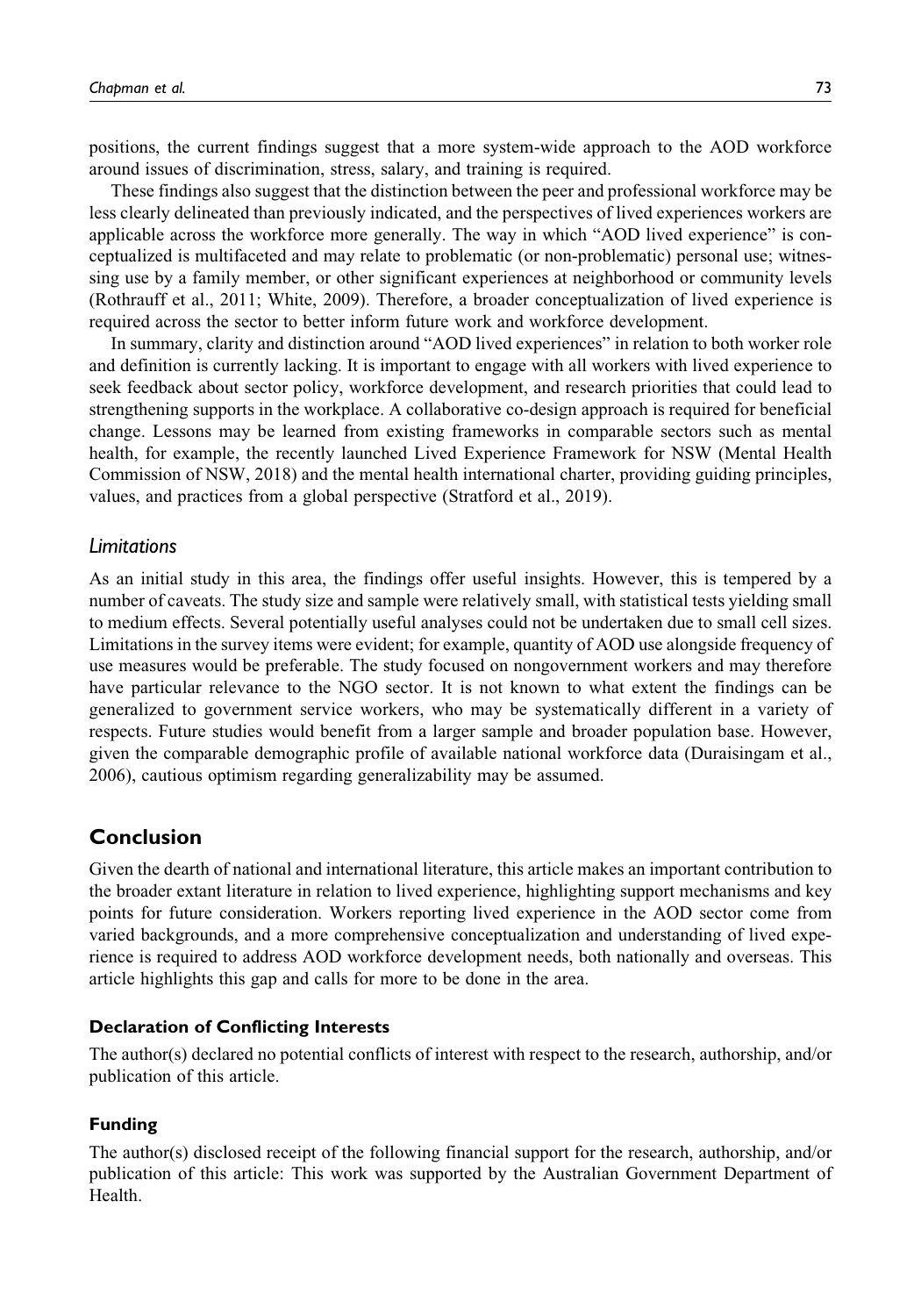positions, the current findings suggest that a more system-wide approach to the AOD workforce around issues of discrimination, stress, salary, and training is required.

These findings also suggest that the distinction between the peer and professional workforce may be less clearly delineated than previously indicated, and the perspectives of lived experiences workers are applicable across the workforce more generally. The way in which "AOD lived experience" is conceptualized is multifaceted and may relate to problematic (or non-problematic) personal use; witnessing use by a family member, or other significant experiences at neighborhood or community levels (Rothrauff et al., 2011; White, 2009). Therefore, a broader conceptualization of lived experience is required across the sector to better inform future work and workforce development.

In summary, clarity and distinction around "AOD lived experiences" in relation to both worker role and definition is currently lacking. It is important to engage with all workers with lived experience to seek feedback about sector policy, workforce development, and research priorities that could lead to strengthening supports in the workplace. A collaborative co-design approach is required for beneficial change. Lessons may be learned from existing frameworks in comparable sectors such as mental health, for example, the recently launched Lived Experience Framework for NSW (Mental Health Commission of NSW, 2018) and the mental health international charter, providing guiding principles, values, and practices from a global perspective (Stratford et al., 2019).

### *Limitations*

As an initial study in this area, the findings offer useful insights. However, this is tempered by a number of caveats. The study size and sample were relatively small, with statistical tests yielding small to medium effects. Several potentially useful analyses could not be undertaken due to small cell sizes. Limitations in the survey items were evident; for example, quantity of AOD use alongside frequency of use measures would be preferable. The study focused on nongovernment workers and may therefore have particular relevance to the NGO sector. It is not known to what extent the findings can be generalized to government service workers, who may be systematically different in a variety of respects. Future studies would benefit from a larger sample and broader population base. However, given the comparable demographic profile of available national workforce data (Duraisingam et al., 2006), cautious optimism regarding generalizability may be assumed.

## Conclusion

Given the dearth of national and international literature, this article makes an important contribution to the broader extant literature in relation to lived experience, highlighting support mechanisms and key points for future consideration. Workers reporting lived experience in the AOD sector come from varied backgrounds, and a more comprehensive conceptualization and understanding of lived experience is required to address AOD workforce development needs, both nationally and overseas. This article highlights this gap and calls for more to be done in the area.

#### Declaration of Conflicting Interests

The author(s) declared no potential conflicts of interest with respect to the research, authorship, and/or publication of this article.

#### Funding

The author(s) disclosed receipt of the following financial support for the research, authorship, and/or publication of this article: This work was supported by the Australian Government Department of Health.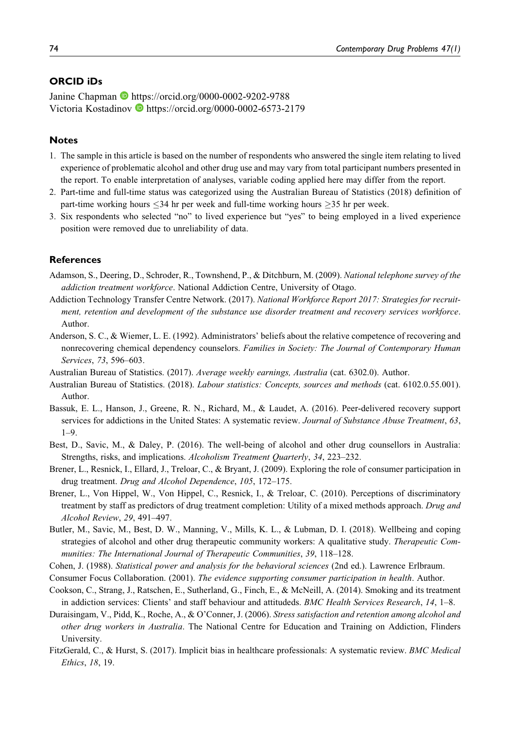## ORCID iDs

Janine Chapman https://orcid.org/0000-0002-9202-9788
Victoria Kostadinov https://orcid.org/0000-0002-6573-2179

## Notes

1. The sample in this article is based on the number of respondents who answered the single item relating to lived experience of problematic alcohol and other drug use and may vary from total participant numbers presented in the report. To enable interpretation of analyses, variable coding applied here may differ from the report.
2. Part-time and full-time status was categorized using the Australian Bureau of Statistics (2018) definition of part-time working hours ≤34 hr per week and full-time working hours ≥35 hr per week.
3. Six respondents who selected "no" to lived experience but "yes" to being employed in a lived experience position were removed due to unreliability of data.

## References

Adamson, S., Deering, D., Schroder, R., Townshend, P., & Ditchburn, M. (2009). *National telephone survey of the addiction treatment workforce*. National Addiction Centre, University of Otago.

Addiction Technology Transfer Centre Network. (2017). *National Workforce Report 2017: Strategies for recruitment, retention and development of the substance use disorder treatment and recovery services workforce*. Author.

Anderson, S. C., & Wiemer, L. E. (1992). Administrators' beliefs about the relative competence of recovering and nonrecovering chemical dependency counselors. *Families in Society: The Journal of Contemporary Human Services*, *73*, 596–603.

Australian Bureau of Statistics. (2017). *Average weekly earnings, Australia* (cat. 6302.0). Author.

Australian Bureau of Statistics. (2018). *Labour statistics: Concepts, sources and methods* (cat. 6102.0.55.001). Author.

Bassuk, E. L., Hanson, J., Greene, R. N., Richard, M., & Laudet, A. (2016). Peer-delivered recovery support services for addictions in the United States: A systematic review. *Journal of Substance Abuse Treatment*, *63*, 1–9.

Best, D., Savic, M., & Daley, P. (2016). The well-being of alcohol and other drug counsellors in Australia: Strengths, risks, and implications. *Alcoholism Treatment Quarterly*, *34*, 223–232.

Brener, L., Resnick, I., Ellard, J., Treloar, C., & Bryant, J. (2009). Exploring the role of consumer participation in drug treatment. *Drug and Alcohol Dependence*, *105*, 172–175.

Brener, L., Von Hippel, W., Von Hippel, C., Resnick, I., & Treloar, C. (2010). Perceptions of discriminatory treatment by staff as predictors of drug treatment completion: Utility of a mixed methods approach. *Drug and Alcohol Review*, *29*, 491–497.

Butler, M., Savic, M., Best, D. W., Manning, V., Mills, K. L., & Lubman, D. I. (2018). Wellbeing and coping strategies of alcohol and other drug therapeutic community workers: A qualitative study. *Therapeutic Communities: The International Journal of Therapeutic Communities*, *39*, 118–128.

Cohen, J. (1988). *Statistical power and analysis for the behavioral sciences* (2nd ed.). Lawrence Erlbraum.

Consumer Focus Collaboration. (2001). *The evidence supporting consumer participation in health*. Author.

Cookson, C., Strang, J., Ratschen, E., Sutherland, G., Finch, E., & McNeill, A. (2014). Smoking and its treatment in addiction services: Clients' and staff behaviour and attitudeds. *BMC Health Services Research*, *14*, 1–8.

Duraisingam, V., Pidd, K., Roche, A., & O'Conner, J. (2006). *Stress satisfaction and retention among alcohol and other drug workers in Australia*. The National Centre for Education and Training on Addiction, Flinders University.

FitzGerald, C., & Hurst, S. (2017). Implicit bias in healthcare professionals: A systematic review. *BMC Medical Ethics*, *18*, 19.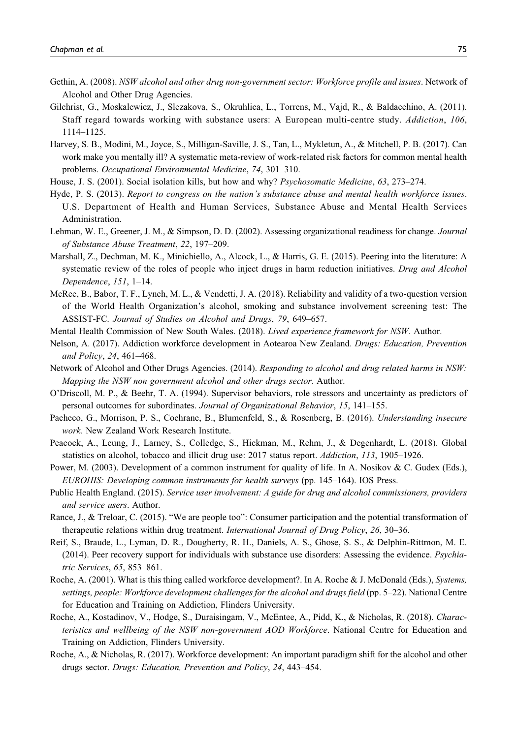Gethin, A. (2008). *NSW alcohol and other drug non-government sector: Workforce profile and issues*. Network of Alcohol and Other Drug Agencies.

Gilchrist, G., Moskalewicz, J., Slezakova, S., Okruhlica, L., Torrens, M., Vajd, R., & Baldacchino, A. (2011). Staff regard towards working with substance users: A European multi-centre study. *Addiction*, *106*, 1114–1125.

Harvey, S. B., Modini, M., Joyce, S., Milligan-Saville, J. S., Tan, L., Mykletun, A., & Mitchell, P. B. (2017). Can work make you mentally ill? A systematic meta-review of work-related risk factors for common mental health problems. *Occupational Environmental Medicine*, *74*, 301–310.

House, J. S. (2001). Social isolation kills, but how and why? *Psychosomatic Medicine*, *63*, 273–274.

Hyde, P. S. (2013). *Report to congress on the nation's substance abuse and mental health workforce issues*. U.S. Department of Health and Human Services, Substance Abuse and Mental Health Services Administration.

Lehman, W. E., Greener, J. M., & Simpson, D. D. (2002). Assessing organizational readiness for change. *Journal of Substance Abuse Treatment*, *22*, 197–209.

Marshall, Z., Dechman, M. K., Minichiello, A., Alcock, L., & Harris, G. E. (2015). Peering into the literature: A systematic review of the roles of people who inject drugs in harm reduction initiatives. *Drug and Alcohol Dependence*, *151*, 1–14.

McRee, B., Babor, T. F., Lynch, M. L., & Vendetti, J. A. (2018). Reliability and validity of a two-question version of the World Health Organization's alcohol, smoking and substance involvement screening test: The ASSIST-FC. *Journal of Studies on Alcohol and Drugs*, *79*, 649–657.

Mental Health Commission of New South Wales. (2018). *Lived experience framework for NSW*. Author.

Nelson, A. (2017). Addiction workforce development in Aotearoa New Zealand. *Drugs: Education, Prevention and Policy*, *24*, 461–468.

Network of Alcohol and Other Drugs Agencies. (2014). *Responding to alcohol and drug related harms in NSW: Mapping the NSW non government alcohol and other drugs sector*. Author.

O'Driscoll, M. P., & Beehr, T. A. (1994). Supervisor behaviors, role stressors and uncertainty as predictors of personal outcomes for subordinates. *Journal of Organizational Behavior*, *15*, 141–155.

Pacheco, G., Morrison, P. S., Cochrane, B., Blumenfeld, S., & Rosenberg, B. (2016). *Understanding insecure work*. New Zealand Work Research Institute.

Peacock, A., Leung, J., Larney, S., Colledge, S., Hickman, M., Rehm, J., & Degenhardt, L. (2018). Global statistics on alcohol, tobacco and illicit drug use: 2017 status report. *Addiction*, *113*, 1905–1926.

Power, M. (2003). Development of a common instrument for quality of life. In A. Nosikov & C. Gudex (Eds.), *EUROHIS: Developing common instruments for health surveys* (pp. 145–164). IOS Press.

Public Health England. (2015). *Service user involvement: A guide for drug and alcohol commissioners, providers and service users*. Author.

Rance, J., & Treloar, C. (2015). "We are people too": Consumer participation and the potential transformation of therapeutic relations within drug treatment. *International Journal of Drug Policy*, *26*, 30–36.

Reif, S., Braude, L., Lyman, D. R., Dougherty, R. H., Daniels, A. S., Ghose, S. S., & Delphin-Rittmon, M. E. (2014). Peer recovery support for individuals with substance use disorders: Assessing the evidence. *Psychiatric Services*, *65*, 853–861.

Roche, A. (2001). What is this thing called workforce development?. In A. Roche & J. McDonald (Eds.), *Systems, settings, people: Workforce development challenges for the alcohol and drugs field* (pp. 5–22). National Centre for Education and Training on Addiction, Flinders University.

Roche, A., Kostadinov, V., Hodge, S., Duraisingam, V., McEntee, A., Pidd, K., & Nicholas, R. (2018). *Characteristics and wellbeing of the NSW non-government AOD Workforce*. National Centre for Education and Training on Addiction, Flinders University.

Roche, A., & Nicholas, R. (2017). Workforce development: An important paradigm shift for the alcohol and other drugs sector. *Drugs: Education, Prevention and Policy*, *24*, 443–454.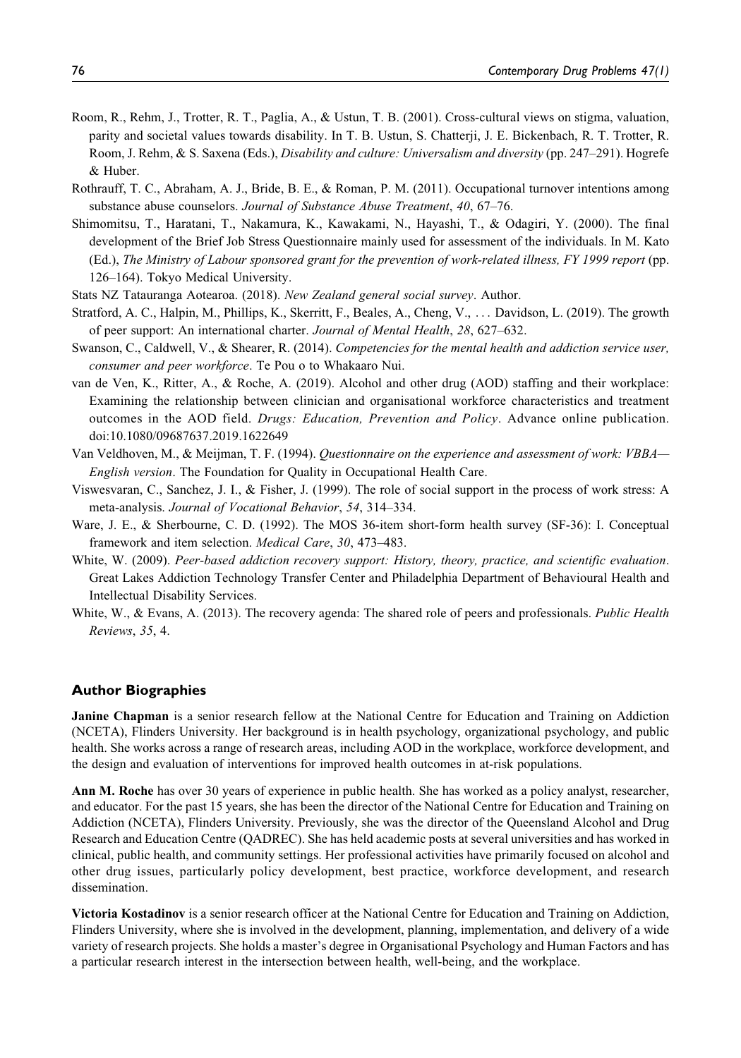Room, R., Rehm, J., Trotter, R. T., Paglia, A., & Ustun, T. B. (2001). Cross-cultural views on stigma, valuation, parity and societal values towards disability. In T. B. Ustun, S. Chatterji, J. E. Bickenbach, R. T. Trotter, R. Room, J. Rehm, & S. Saxena (Eds.), *Disability and culture: Universalism and diversity* (pp. 247–291). Hogrefe & Huber.

Rothrauff, T. C., Abraham, A. J., Bride, B. E., & Roman, P. M. (2011). Occupational turnover intentions among substance abuse counselors. *Journal of Substance Abuse Treatment*, *40*, 67–76.

Shimomitsu, T., Haratani, T., Nakamura, K., Kawakami, N., Hayashi, T., & Odagiri, Y. (2000). The final development of the Brief Job Stress Questionnaire mainly used for assessment of the individuals. In M. Kato (Ed.), *The Ministry of Labour sponsored grant for the prevention of work-related illness, FY 1999 report* (pp. 126–164). Tokyo Medical University.

Stats NZ Tatauranga Aotearoa. (2018). *New Zealand general social survey*. Author.

Stratford, A. C., Halpin, M., Phillips, K., Skerritt, F., Beales, A., Cheng, V., ... Davidson, L. (2019). The growth of peer support: An international charter. *Journal of Mental Health*, *28*, 627–632.

Swanson, C., Caldwell, V., & Shearer, R. (2014). *Competencies for the mental health and addiction service user, consumer and peer workforce*. Te Pou o to Whakaaro Nui.

van de Ven, K., Ritter, A., & Roche, A. (2019). Alcohol and other drug (AOD) staffing and their workplace: Examining the relationship between clinician and organisational workforce characteristics and treatment outcomes in the AOD field. *Drugs: Education, Prevention and Policy*. Advance online publication. doi:10.1080/09687637.2019.1622649

Van Veldhoven, M., & Meijman, T. F. (1994). *Questionnaire on the experience and assessment of work: VBBA—English version*. The Foundation for Quality in Occupational Health Care.

Viswesvaran, C., Sanchez, J. I., & Fisher, J. (1999). The role of social support in the process of work stress: A meta-analysis. *Journal of Vocational Behavior*, *54*, 314–334.

Ware, J. E., & Sherbourne, C. D. (1992). The MOS 36-item short-form health survey (SF-36): I. Conceptual framework and item selection. *Medical Care*, *30*, 473–483.

White, W. (2009). *Peer-based addiction recovery support: History, theory, practice, and scientific evaluation*. Great Lakes Addiction Technology Transfer Center and Philadelphia Department of Behavioural Health and Intellectual Disability Services.

White, W., & Evans, A. (2013). The recovery agenda: The shared role of peers and professionals. *Public Health Reviews*, *35*, 4.

## Author Biographies

**Janine Chapman** is a senior research fellow at the National Centre for Education and Training on Addiction (NCETA), Flinders University. Her background is in health psychology, organizational psychology, and public health. She works across a range of research areas, including AOD in the workplace, workforce development, and the design and evaluation of interventions for improved health outcomes in at-risk populations.

**Ann M. Roche** has over 30 years of experience in public health. She has worked as a policy analyst, researcher, and educator. For the past 15 years, she has been the director of the National Centre for Education and Training on Addiction (NCETA), Flinders University. Previously, she was the director of the Queensland Alcohol and Drug Research and Education Centre (QADREC). She has held academic posts at several universities and has worked in clinical, public health, and community settings. Her professional activities have primarily focused on alcohol and other drug issues, particularly policy development, best practice, workforce development, and research dissemination.

**Victoria Kostadinov** is a senior research officer at the National Centre for Education and Training on Addiction, Flinders University, where she is involved in the development, planning, implementation, and delivery of a wide variety of research projects. She holds a master's degree in Organisational Psychology and Human Factors and has a particular research interest in the intersection between health, well-being, and the workplace.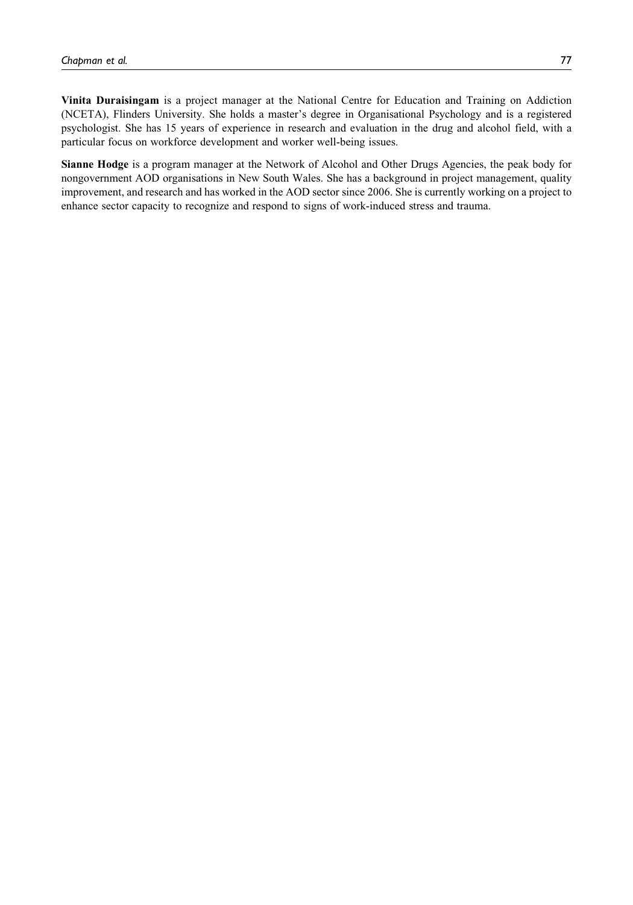**Vinita Duraisingam** is a project manager at the National Centre for Education and Training on Addiction (NCETA), Flinders University. She holds a master's degree in Organisational Psychology and is a registered psychologist. She has 15 years of experience in research and evaluation in the drug and alcohol field, with a particular focus on workforce development and worker well-being issues.

**Sianne Hodge** is a program manager at the Network of Alcohol and Other Drugs Agencies, the peak body for nongovernment AOD organisations in New South Wales. She has a background in project management, quality improvement, and research and has worked in the AOD sector since 2006. She is currently working on a project to enhance sector capacity to recognize and respond to signs of work-induced stress and trauma.